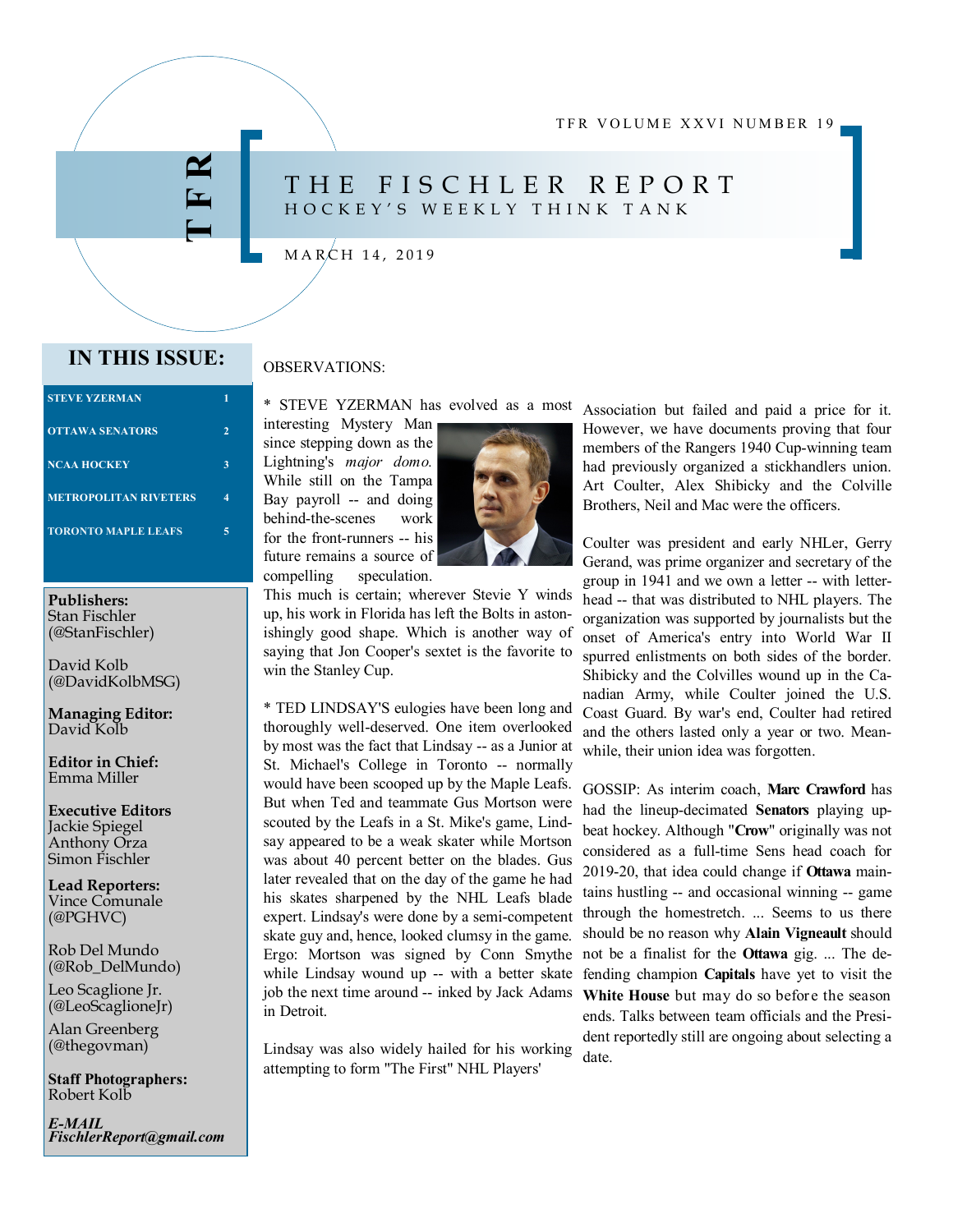TFR VOLUME XXVI NUMBER 19

# THE FISCHLER REPORT

HOCKEY'S WEEKLY THINK TANK

MARCH 14, 2019

## IN THIS ISSUE:

| | |
|---|---|
| STEVE YZERMAN | 1 |
| OTTAWA SENATORS | 2 |
| NCAA HOCKEY | 3 |
| METROPOLITAN RIVETERS | 4 |
| TORONTO MAPLE LEAFS | 5 |

**Publishers:**
Stan Fischler (@StanFischler)

David Kolb (@DavidKolbMSG)

**Managing Editor:**
David Kolb

**Editor in Chief:**
Emma Miller

**Executive Editors**
Jackie Spiegel
Anthony Orza
Simon Fischler

**Lead Reporters:**
Vince Comunale (@PGHVC)

Rob Del Mundo (@Rob_DelMundo)

Leo Scaglione Jr. (@LeoScaglioneJr)

Alan Greenberg (@thegovman)

**Staff Photographers:**
Robert Kolb

***E-MAIL***
***FischlerReport@gmail.com***

OBSERVATIONS:

* STEVE YZERMAN has evolved as a most interesting Mystery Man since stepping down as the Lightning's *major domo.* While still on the Tampa Bay payroll -- and doing behind-the-scenes work for the front-runners -- his future remains a source of compelling speculation. This much is certain; wherever Stevie Y winds up, his work in Florida has left the Bolts in astonishingly good shape. Which is another way of saying that Jon Cooper's sextet is the favorite to win the Stanley Cup.

* TED LINDSAY'S eulogies have been long and thoroughly well-deserved. One item overlooked by most was the fact that Lindsay -- as a Junior at St. Michael's College in Toronto -- normally would have been scooped up by the Maple Leafs. But when Ted and teammate Gus Mortson were scouted by the Leafs in a St. Mike's game, Lindsay appeared to be a weak skater while Mortson was about 40 percent better on the blades. Gus later revealed that on the day of the game he had his skates sharpened by the NHL Leafs blade expert. Lindsay's were done by a semi-competent skate guy and, hence, looked clumsy in the game. Ergo: Mortson was signed by Conn Smythe while Lindsay wound up -- with a better skate job the next time around -- inked by Jack Adams in Detroit.

Lindsay was also widely hailed for his working attempting to form "The First" NHL Players' Association but failed and paid a price for it. However, we have documents proving that four members of the Rangers 1940 Cup-winning team had previously organized a stickhandlers union. Art Coulter, Alex Shibicky and the Colville Brothers, Neil and Mac were the officers.

Coulter was president and early NHLer, Gerry Gerand, was prime organizer and secretary of the group in 1941 and we own a letter -- with letterhead -- that was distributed to NHL players. The organization was supported by journalists but the onset of America's entry into World War II spurred enlistments on both sides of the border. Shibicky and the Colvilles wound up in the Canadian Army, while Coulter joined the U.S. Coast Guard. By war's end, Coulter had retired and the others lasted only a year or two. Meanwhile, their union idea was forgotten.

GOSSIP: As interim coach, **Marc Crawford** has had the lineup-decimated **Senators** playing upbeat hockey. Although "**Crow**" originally was not considered as a full-time Sens head coach for 2019-20, that idea could change if **Ottawa** maintains hustling -- and occasional winning -- game through the homestretch. ... Seems to us there should be no reason why **Alain Vigneault** should not be a finalist for the **Ottawa** gig. ... The defending champion **Capitals** have yet to visit the **White House** but may do so before the season ends. Talks between team officials and the President reportedly still are ongoing about selecting a date.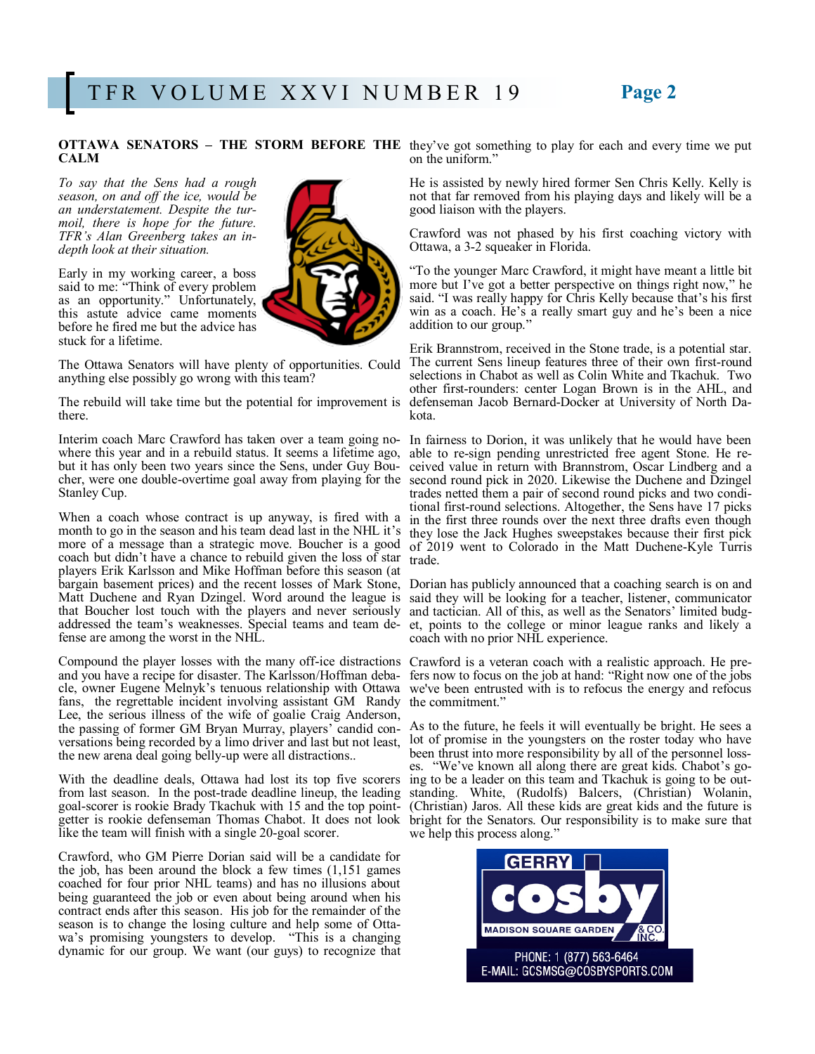## OTTAWA SENATORS – THE STORM BEFORE THE CALM

*To say that the Sens had a rough season, on and off the ice, would be an understatement. Despite the turmoil, there is hope for the future. TFR's Alan Greenberg takes an in-depth look at their situation.*

Early in my working career, a boss said to me: "Think of every problem as an opportunity." Unfortunately, this astute advice came moments before he fired me but the advice has stuck for a lifetime.

The Ottawa Senators will have plenty of opportunities. Could anything else possibly go wrong with this team?

The rebuild will take time but the potential for improvement is there.

Interim coach Marc Crawford has taken over a team going nowhere this year and in a rebuild status. It seems a lifetime ago, but it has only been two years since the Sens, under Guy Boucher, were one double-overtime goal away from playing for the Stanley Cup.

When a coach whose contract is up anyway, is fired with a month to go in the season and his team dead last in the NHL it's more of a message than a strategic move. Boucher is a good coach but didn't have a chance to rebuild given the loss of star players Erik Karlsson and Mike Hoffman before this season (at bargain basement prices) and the recent losses of Mark Stone, Matt Duchene and Ryan Dzingel. Word around the league is that Boucher lost touch with the players and never seriously addressed the team's weaknesses. Special teams and team defense are among the worst in the NHL.

Compound the player losses with the many off-ice distractions and you have a recipe for disaster. The Karlsson/Hoffman debacle, owner Eugene Melnyk's tenuous relationship with Ottawa fans, the regrettable incident involving assistant GM Randy Lee, the serious illness of the wife of goalie Craig Anderson, the passing of former GM Bryan Murray, players' candid conversations being recorded by a limo driver and last but not least, the new arena deal going belly-up were all distractions..

With the deadline deals, Ottawa had lost its top five scorers from last season. In the post-trade deadline lineup, the leading goal-scorer is rookie Brady Tkachuk with 15 and the top point-getter is rookie defenseman Thomas Chabot. It does not look like the team will finish with a single 20-goal scorer.

Crawford, who GM Pierre Dorian said will be a candidate for the job, has been around the block a few times (1,151 games coached for four prior NHL teams) and has no illusions about being guaranteed the job or even about being around when his contract ends after this season. His job for the remainder of the season is to change the losing culture and help some of Ottawa's promising youngsters to develop. "This is a changing dynamic for our group. We want (our guys) to recognize that they've got something to play for each and every time we put on the uniform."

He is assisted by newly hired former Sen Chris Kelly. Kelly is not that far removed from his playing days and likely will be a good liaison with the players.

Crawford was not phased by his first coaching victory with Ottawa, a 3-2 squeaker in Florida.

"To the younger Marc Crawford, it might have meant a little bit more but I've got a better perspective on things right now," he said. "I was really happy for Chris Kelly because that's his first win as a coach. He's a really smart guy and he's been a nice addition to our group."

Erik Brannstrom, received in the Stone trade, is a potential star. The current Sens lineup features three of their own first-round selections in Chabot as well as Colin White and Tkachuk. Two other first-rounders: center Logan Brown is in the AHL, and defenseman Jacob Bernard-Docker at University of North Dakota.

In fairness to Dorion, it was unlikely that he would have been able to re-sign pending unrestricted free agent Stone. He received value in return with Brannstrom, Oscar Lindberg and a second round pick in 2020. Likewise the Duchene and Dzingel trades netted them a pair of second round picks and two conditional first-round selections. Altogether, the Sens have 17 picks in the first three rounds over the next three drafts even though they lose the Jack Hughes sweepstakes because their first pick of 2019 went to Colorado in the Matt Duchene-Kyle Turris trade.

Dorian has publicly announced that a coaching search is on and said they will be looking for a teacher, listener, communicator and tactician. All of this, as well as the Senators' limited budget, points to the college or minor league ranks and likely a coach with no prior NHL experience.

Crawford is a veteran coach with a realistic approach. He prefers now to focus on the job at hand: "Right now one of the jobs we've been entrusted with is to refocus the energy and refocus the commitment."

As to the future, he feels it will eventually be bright. He sees a lot of promise in the youngsters on the roster today who have been thrust into more responsibility by all of the personnel losses. "We've known all along there are great kids. Chabot's going to be a leader on this team and Tkachuk is going to be outstanding. White, (Rudolfs) Balcers, (Christian) Wolanin, (Christian) Jaros. All these kids are great kids and the future is bright for the Senators. Our responsibility is to make sure that we help this process along."

GERRY cosby MADISON SQUARE GARDEN & CO. INC.

PHONE: 1 (877) 563-6464
E-MAIL: GCSMSG@COSBYSPORTS.COM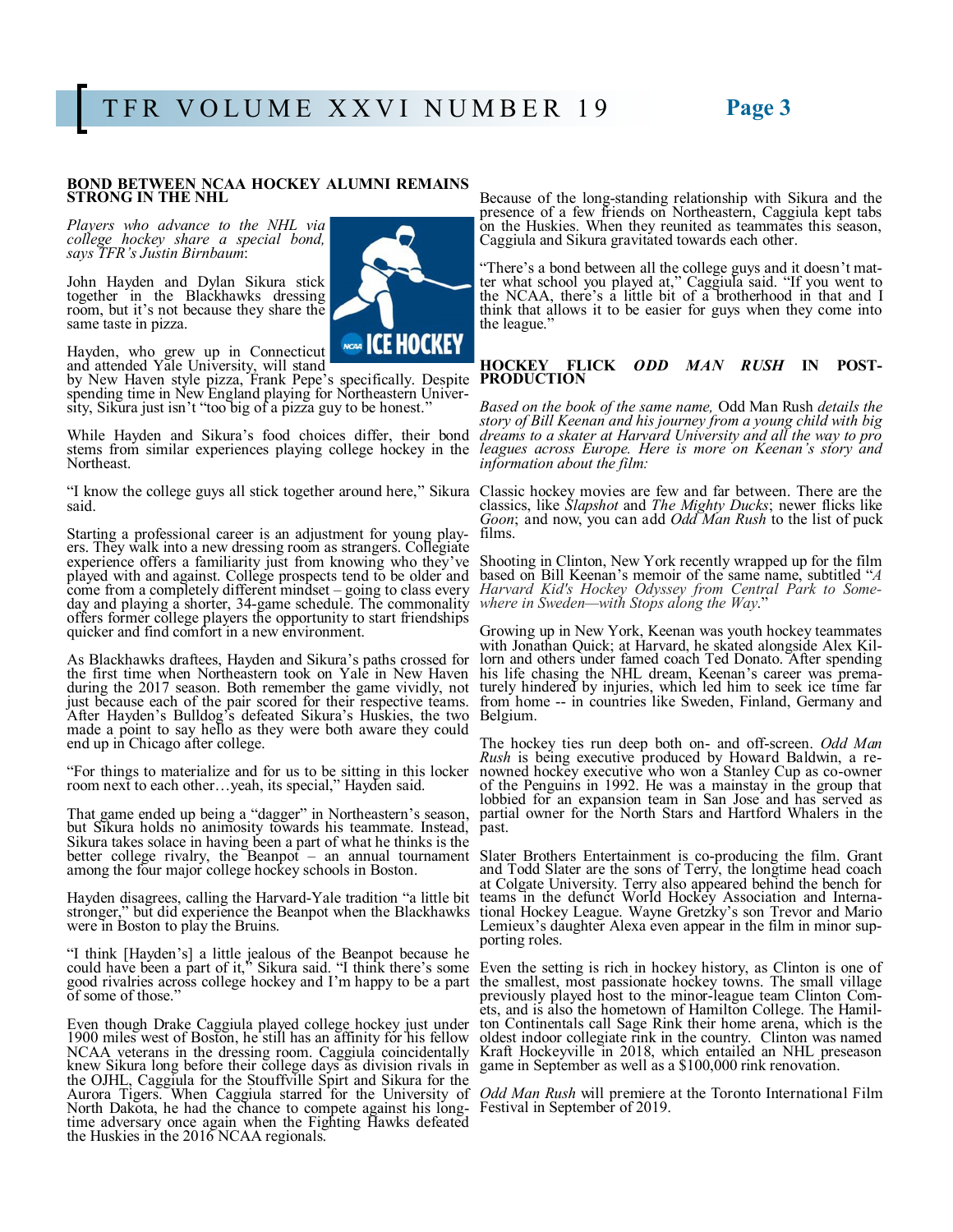## BOND BETWEEN NCAA HOCKEY ALUMNI REMAINS STRONG IN THE NHL

*Players who advance to the NHL via college hockey share a special bond, says TFR's Justin Birnbaum*:

John Hayden and Dylan Sikura stick together in the Blackhawks dressing room, but it's not because they share the same taste in pizza.

Hayden, who grew up in Connecticut and attended Yale University, will stand by New Haven style pizza, Frank Pepe's specifically. Despite spending time in New England playing for Northeastern University, Sikura just isn't "too big of a pizza guy to be honest."

While Hayden and Sikura's food choices differ, their bond stems from similar experiences playing college hockey in the Northeast.

"I know the college guys all stick together around here," Sikura said.

Starting a professional career is an adjustment for young players. They walk into a new dressing room as strangers. Collegiate experience offers a familiarity just from knowing who they've played with and against. College prospects tend to be older and come from a completely different mindset – going to class every day and playing a shorter, 34-game schedule. The commonality offers former college players the opportunity to start friendships quicker and find comfort in a new environment.

As Blackhawks draftees, Hayden and Sikura's paths crossed for the first time when Northeastern took on Yale in New Haven during the 2017 season. Both remember the game vividly, not just because each of the pair scored for their respective teams. After Hayden's Bulldog's defeated Sikura's Huskies, the two made a point to say hello as they were both aware they could end up in Chicago after college.

"For things to materialize and for us to be sitting in this locker room next to each other…yeah, its special," Hayden said.

That game ended up being a "dagger" in Northeastern's season, but Sikura holds no animosity towards his teammate. Instead, Sikura takes solace in having been a part of what he thinks is the better college rivalry, the Beanpot – an annual tournament among the four major college hockey schools in Boston.

Hayden disagrees, calling the Harvard-Yale tradition "a little bit stronger," but did experience the Beanpot when the Blackhawks were in Boston to play the Bruins.

"I think [Hayden's] a little jealous of the Beanpot because he could have been a part of it," Sikura said. "I think there's some good rivalries across college hockey and I'm happy to be a part of some of those."

Even though Drake Caggiula played college hockey just under 1900 miles west of Boston, he still has an affinity for his fellow NCAA veterans in the dressing room. Caggiula coincidentally knew Sikura long before their college days as division rivals in the OJHL, Caggiula for the Stouffville Spirt and Sikura for the Aurora Tigers. When Caggiula starred for the University of North Dakota, he had the chance to compete against his long-time adversary once again when the Fighting Hawks defeated the Huskies in the 2016 NCAA regionals.

Because of the long-standing relationship with Sikura and the presence of a few friends on Northeastern, Caggiula kept tabs on the Huskies. When they reunited as teammates this season, Caggiula and Sikura gravitated towards each other.

"There's a bond between all the college guys and it doesn't matter what school you played at," Caggiula said. "If you went to the NCAA, there's a little bit of a brotherhood in that and I think that allows it to be easier for guys when they come into the league."

## HOCKEY FLICK *ODD MAN RUSH* IN POST-PRODUCTION

*Based on the book of the same name,* Odd Man Rush *details the story of Bill Keenan and his journey from a young child with big dreams to a skater at Harvard University and all the way to pro leagues across Europe. Here is more on Keenan's story and information about the film:*

Classic hockey movies are few and far between. There are the classics, like *Slapshot* and *The Mighty Ducks*; newer flicks like *Goon*; and now, you can add *Odd Man Rush* to the list of puck films.

Shooting in Clinton, New York recently wrapped up for the film based on Bill Keenan's memoir of the same name, subtitled "*A Harvard Kid's Hockey Odyssey from Central Park to Somewhere in Sweden—with Stops along the Way*."

Growing up in New York, Keenan was youth hockey teammates with Jonathan Quick; at Harvard, he skated alongside Alex Killorn and others under famed coach Ted Donato. After spending his life chasing the NHL dream, Keenan's career was prematurely hindered by injuries, which led him to seek ice time far from home -- in countries like Sweden, Finland, Germany and Belgium.

The hockey ties run deep both on- and off-screen. *Odd Man Rush* is being executive produced by Howard Baldwin, a renowned hockey executive who won a Stanley Cup as co-owner of the Penguins in 1992. He was a mainstay in the group that lobbied for an expansion team in San Jose and has served as partial owner for the North Stars and Hartford Whalers in the past.

Slater Brothers Entertainment is co-producing the film. Grant and Todd Slater are the sons of Terry, the longtime head coach at Colgate University. Terry also appeared behind the bench for teams in the defunct World Hockey Association and International Hockey League. Wayne Gretzky's son Trevor and Mario Lemieux's daughter Alexa even appear in the film in minor supporting roles.

Even the setting is rich in hockey history, as Clinton is one of the smallest, most passionate hockey towns. The small village previously played host to the minor-league team Clinton Comets, and is also the hometown of Hamilton College. The Hamilton Continentals call Sage Rink their home arena, which is the oldest indoor collegiate rink in the country. Clinton was named Kraft Hockeyville in 2018, which entailed an NHL preseason game in September as well as a $100,000 rink renovation.

*Odd Man Rush* will premiere at the Toronto International Film Festival in September of 2019.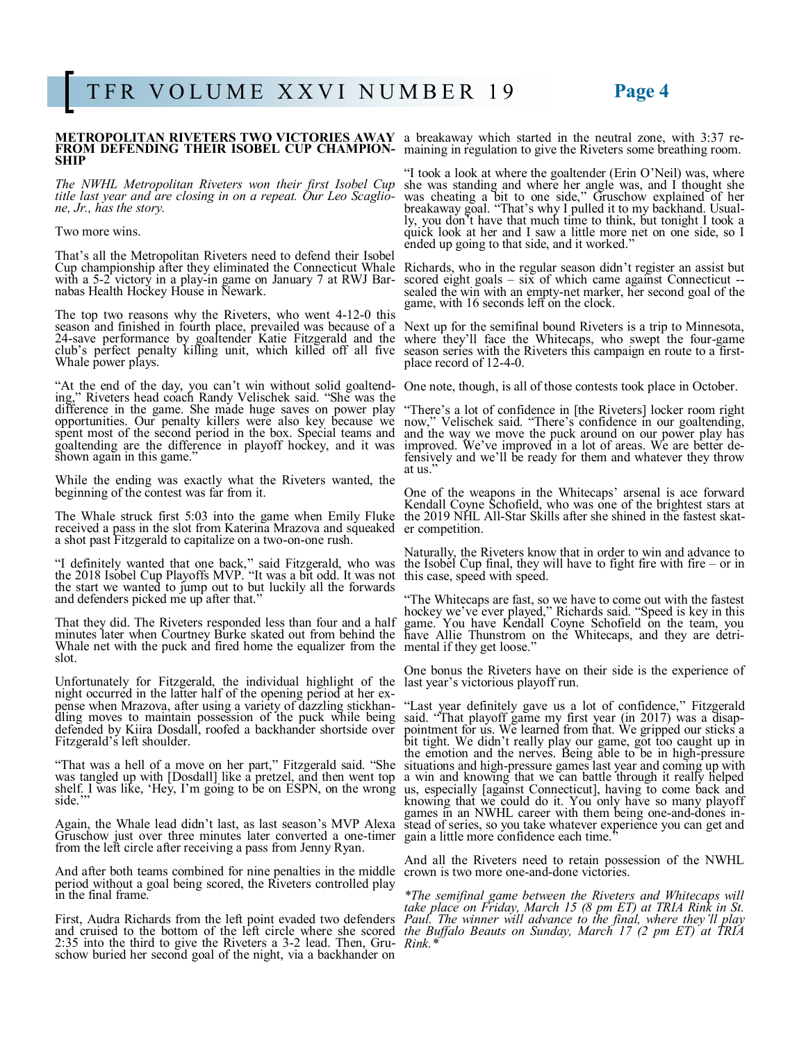## METROPOLITAN RIVETERS TWO VICTORIES AWAY FROM DEFENDING THEIR ISOBEL CUP CHAMPIONSHIP

*The NWHL Metropolitan Riveters won their first Isobel Cup title last year and are closing in on a repeat. Our Leo Scaglione, Jr., has the story.*

Two more wins.

That's all the Metropolitan Riveters need to defend their Isobel Cup championship after they eliminated the Connecticut Whale with a 5-2 victory in a play-in game on January 7 at RWJ Barnabas Health Hockey House in Newark.

The top two reasons why the Riveters, who went 4-12-0 this season and finished in fourth place, prevailed was because of a 24-save performance by goaltender Katie Fitzgerald and the club's perfect penalty killing unit, which killed off all five Whale power plays.

"At the end of the day, you can't win without solid goaltending," Riveters head coach Randy Velischek said. "She was the difference in the game. She made huge saves on power play opportunities. Our penalty killers were also key because we spent most of the second period in the box. Special teams and goaltending are the difference in playoff hockey, and it was shown again in this game."

While the ending was exactly what the Riveters wanted, the beginning of the contest was far from it.

The Whale struck first 5:03 into the game when Emily Fluke received a pass in the slot from Katerina Mrazova and squeaked a shot past Fitzgerald to capitalize on a two-on-one rush.

"I definitely wanted that one back," said Fitzgerald, who was the 2018 Isobel Cup Playoffs MVP. "It was a bit odd. It was not the start we wanted to jump out to but luckily all the forwards and defenders picked me up after that."

That they did. The Riveters responded less than four and a half minutes later when Courtney Burke skated out from behind the Whale net with the puck and fired home the equalizer from the slot.

Unfortunately for Fitzgerald, the individual highlight of the night occurred in the latter half of the opening period at her expense when Mrazova, after using a variety of dazzling stickhandling moves to maintain possession of the puck while being defended by Kiira Dosdall, roofed a backhander shortside over Fitzgerald's left shoulder.

"That was a hell of a move on her part," Fitzgerald said. "She was tangled up with [Dosdall] like a pretzel, and then went top shelf. I was like, 'Hey, I'm going to be on ESPN, on the wrong side.'"

Again, the Whale lead didn't last, as last season's MVP Alexa Gruschow just over three minutes later converted a one-timer from the left circle after receiving a pass from Jenny Ryan.

And after both teams combined for nine penalties in the middle period without a goal being scored, the Riveters controlled play in the final frame.

First, Audra Richards from the left point evaded two defenders and cruised to the bottom of the left circle where she scored 2:35 into the third to give the Riveters a 3-2 lead. Then, Gruschow buried her second goal of the night, via a backhander on a breakaway which started in the neutral zone, with 3:37 remaining in regulation to give the Riveters some breathing room.

"I took a look at where the goaltender (Erin O'Neil) was, where she was standing and where her angle was, and I thought she was cheating a bit to one side," Gruschow explained of her breakaway goal. "That's why I pulled it to my backhand. Usually, you don't have that much time to think, but tonight I took a quick look at her and I saw a little more net on one side, so I ended up going to that side, and it worked."

Richards, who in the regular season didn't register an assist but scored eight goals – six of which came against Connecticut -- sealed the win with an empty-net marker, her second goal of the game, with 16 seconds left on the clock.

Next up for the semifinal bound Riveters is a trip to Minnesota, where they'll face the Whitecaps, who swept the four-game season series with the Riveters this campaign en route to a first-place record of 12-4-0.

One note, though, is all of those contests took place in October.

"There's a lot of confidence in [the Riveters] locker room right now," Velischek said. "There's confidence in our goaltending, and the way we move the puck around on our power play has improved. We've improved in a lot of areas. We are better defensively and we'll be ready for them and whatever they throw at us."

One of the weapons in the Whitecaps' arsenal is ace forward Kendall Coyne Schofield, who was one of the brightest stars at the 2019 NHL All-Star Skills after she shined in the fastest skater competition.

Naturally, the Riveters know that in order to win and advance to the Isobel Cup final, they will have to fight fire with fire – or in this case, speed with speed.

"The Whitecaps are fast, so we have to come out with the fastest hockey we've ever played," Richards said. "Speed is key in this game. You have Kendall Coyne Schofield on the team, you have Allie Thunstrom on the Whitecaps, and they are detrimental if they get loose."

One bonus the Riveters have on their side is the experience of last year's victorious playoff run.

"Last year definitely gave us a lot of confidence," Fitzgerald said. "That playoff game my first year (in 2017) was a disappointment for us. We learned from that. We gripped our sticks a bit tight. We didn't really play our game, got too caught up in the emotion and the nerves. Being able to be in high-pressure situations and high-pressure games last year and coming up with a win and knowing that we can battle through it really helped us, especially [against Connecticut], having to come back and knowing that we could do it. You only have so many playoff games in an NWHL career with them being one-and-dones instead of series, so you take whatever experience you can get and gain a little more confidence each time."

And all the Riveters need to retain possession of the NWHL crown is two more one-and-done victories.

*\*The semifinal game between the Riveters and Whitecaps will take place on Friday, March 15 (8 pm ET) at TRIA Rink in St. Paul. The winner will advance to the final, where they'll play the Buffalo Beauts on Sunday, March 17 (2 pm ET) at TRIA Rink.\**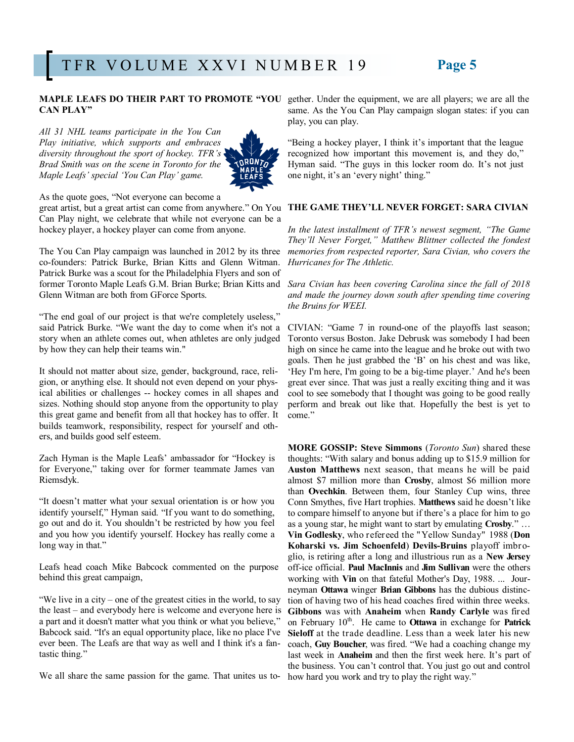## MAPLE LEAFS DO THEIR PART TO PROMOTE "YOU CAN PLAY"

*All 31 NHL teams participate in the You Can Play initiative, which supports and embraces diversity throughout the sport of hockey. TFR's Brad Smith was on the scene in Toronto for the Maple Leafs' special 'You Can Play' game.*

As the quote goes, "Not everyone can become a great artist, but a great artist can come from anywhere." On You Can Play night, we celebrate that while not everyone can be a hockey player, a hockey player can come from anyone.

The You Can Play campaign was launched in 2012 by its three co-founders: Patrick Burke, Brian Kitts and Glenn Witman. Patrick Burke was a scout for the Philadelphia Flyers and son of former Toronto Maple Leafs G.M. Brian Burke; Brian Kitts and Glenn Witman are both from GForce Sports.

"The end goal of our project is that we're completely useless," said Patrick Burke. "We want the day to come when it's not a story when an athlete comes out, when athletes are only judged by how they can help their teams win."

It should not matter about size, gender, background, race, religion, or anything else. It should not even depend on your physical abilities or challenges -- hockey comes in all shapes and sizes. Nothing should stop anyone from the opportunity to play this great game and benefit from all that hockey has to offer. It builds teamwork, responsibility, respect for yourself and others, and builds good self esteem.

Zach Hyman is the Maple Leafs' ambassador for "Hockey is for Everyone," taking over for former teammate James van Riemsdyk.

"It doesn't matter what your sexual orientation is or how you identify yourself," Hyman said. "If you want to do something, go out and do it. You shouldn't be restricted by how you feel and you how you identify yourself. Hockey has really come a long way in that."

Leafs head coach Mike Babcock commented on the purpose behind this great campaign,

"We live in a city – one of the greatest cities in the world, to say the least – and everybody here is welcome and everyone here is a part and it doesn't matter what you think or what you believe," Babcock said. "It's an equal opportunity place, like no place I've ever been. The Leafs are that way as well and I think it's a fantastic thing."

We all share the same passion for the game. That unites us together. Under the equipment, we are all players; we are all the same. As the You Can Play campaign slogan states: if you can play, you can play.

"Being a hockey player, I think it's important that the league recognized how important this movement is, and they do," Hyman said. "The guys in this locker room do. It's not just one night, it's an 'every night' thing."

## THE GAME THEY'LL NEVER FORGET: SARA CIVIAN

*In the latest installment of TFR's newest segment, "The Game They'll Never Forget," Matthew Blittner collected the fondest memories from respected reporter, Sara Civian, who covers the Hurricanes for The Athletic.*

*Sara Civian has been covering Carolina since the fall of 2018 and made the journey down south after spending time covering the Bruins for WEEI.*

CIVIAN: "Game 7 in round-one of the playoffs last season; Toronto versus Boston. Jake Debrusk was somebody I had been high on since he came into the league and he broke out with two goals. Then he just grabbed the 'B' on his chest and was like, 'Hey I'm here, I'm going to be a big-time player.' And he's been great ever since. That was just a really exciting thing and it was cool to see somebody that I thought was going to be good really perform and break out like that. Hopefully the best is yet to come."

**MORE GOSSIP: Steve Simmons** (*Toronto Sun*) shared these thoughts: "With salary and bonus adding up to $15.9 million for **Auston Matthews** next season, that means he will be paid almost $7 million more than **Crosby**, almost $6 million more than **Ovechkin**. Between them, four Stanley Cup wins, three Conn Smythes, five Hart trophies. **Matthews** said he doesn't like to compare himself to anyone but if there's a place for him to go as a young star, he might want to start by emulating **Crosby**." … **Vin Godlesky**, who refereed the "Yellow Sunday" 1988 (**Don Koharski vs. Jim Schoenfeld**) **Devils-Bruins** playoff imbroglio, is retiring after a long and illustrious run as a **New Jersey** off-ice official. **Paul MacInnis** and **Jim Sullivan** were the others working with **Vin** on that fateful Mother's Day, 1988. ... Journeyman **Ottawa** winger **Brian Gibbons** has the dubious distinction of having two of his head coaches fired within three weeks. **Gibbons** was with **Anaheim** when **Randy Carlyle** was fired on February 10th. He came to **Ottawa** in exchange for **Patrick Sieloff** at the trade deadline. Less than a week later his new coach, **Guy Boucher**, was fired. "We had a coaching change my last week in **Anaheim** and then the first week here. It's part of the business. You can't control that. You just go out and control how hard you work and try to play the right way."